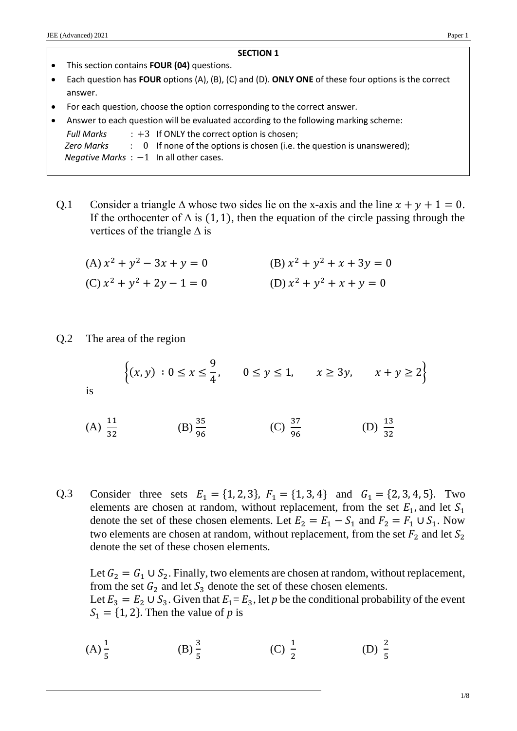## SECTION 1

- This section contains **FOUR (04)** questions.
- Each question has **FOUR** options (A), (B), (C) and (D). **ONLY ONE** of these four options is the correct answer.
- For each question, choose the option corresponding to the correct answer.
- Answer to each question will be evaluated according to the following marking scheme:

  *Full Marks* : $+3$ If ONLY the correct option is chosen;
  *Zero Marks* : $0$ If none of the options is chosen (i.e. the question is unanswered);
  *Negative Marks* : $-1$ In all other cases.

Q.1 Consider a triangle $\Delta$ whose two sides lie on the x-axis and the line $x + y + 1 = 0$. If the orthocenter of $\Delta$ is $(1, 1)$, then the equation of the circle passing through the vertices of the triangle $\Delta$ is

(A) $x^2 + y^2 - 3x + y = 0$ (B) $x^2 + y^2 + x + 3y = 0$

(C) $x^2 + y^2 + 2y - 1 = 0$ (D) $x^2 + y^2 + x + y = 0$

Q.2 The area of the region

$$\left\{(x, y) \,:\, 0 \leq x \leq \frac{9}{4}, \quad 0 \leq y \leq 1, \quad x \geq 3y, \quad x + y \geq 2\right\}$$

is

(A) $\frac{11}{32}$ (B) $\frac{35}{96}$ (C) $\frac{37}{96}$ (D) $\frac{13}{32}$

Q.3 Consider three sets $E_1 = \{1, 2, 3\}$, $F_1 = \{1, 3, 4\}$ and $G_1 = \{2, 3, 4, 5\}$. Two elements are chosen at random, without replacement, from the set $E_1$, and let $S_1$ denote the set of these chosen elements. Let $E_2 = E_1 - S_1$ and $F_2 = F_1 \cup S_1$. Now two elements are chosen at random, without replacement, from the set $F_2$ and let $S_2$ denote the set of these chosen elements.

Let $G_2 = G_1 \cup S_2$. Finally, two elements are chosen at random, without replacement, from the set $G_2$ and let $S_3$ denote the set of these chosen elements.
Let $E_3 = E_2 \cup S_3$. Given that $E_1 = E_3$, let $p$ be the conditional probability of the event $S_1 = \{1, 2\}$. Then the value of $p$ is

(A) $\frac{1}{5}$ (B) $\frac{3}{5}$ (C) $\frac{1}{2}$ (D) $\frac{2}{5}$